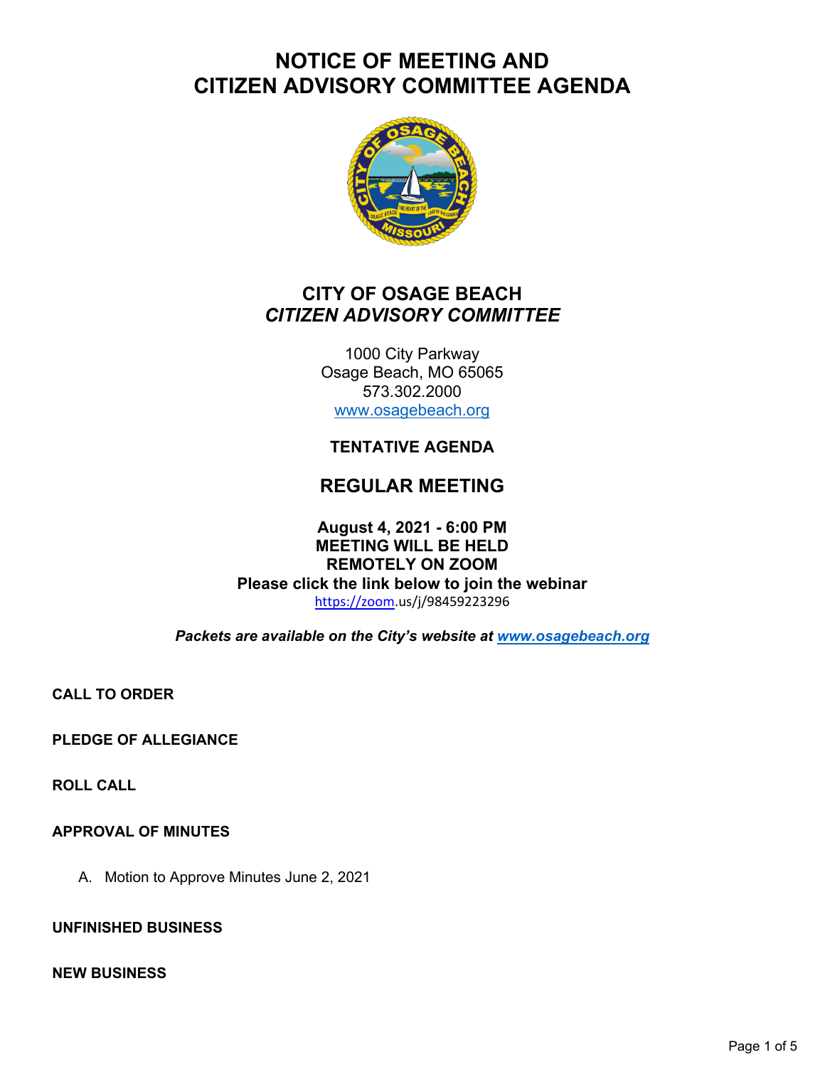# NOTICE OF MEETING AND CITIZEN ADVISORY COMMITTEE AGENDA

## CITY OF OSAGE BEACH
## *CITIZEN ADVISORY COMMITTEE*

1000 City Parkway
Osage Beach, MO 65065
573.302.2000
www.osagebeach.org

**TENTATIVE AGENDA**

## REGULAR MEETING

**August 4, 2021 - 6:00 PM**
**MEETING WILL BE HELD**
**REMOTELY ON ZOOM**
**Please click the link below to join the webinar**
https://zoom.us/j/98459223296

***Packets are available on the City's website at www.osagebeach.org***

**CALL TO ORDER**

**PLEDGE OF ALLEGIANCE**

**ROLL CALL**

**APPROVAL OF MINUTES**

A. Motion to Approve Minutes June 2, 2021

**UNFINISHED BUSINESS**

**NEW BUSINESS**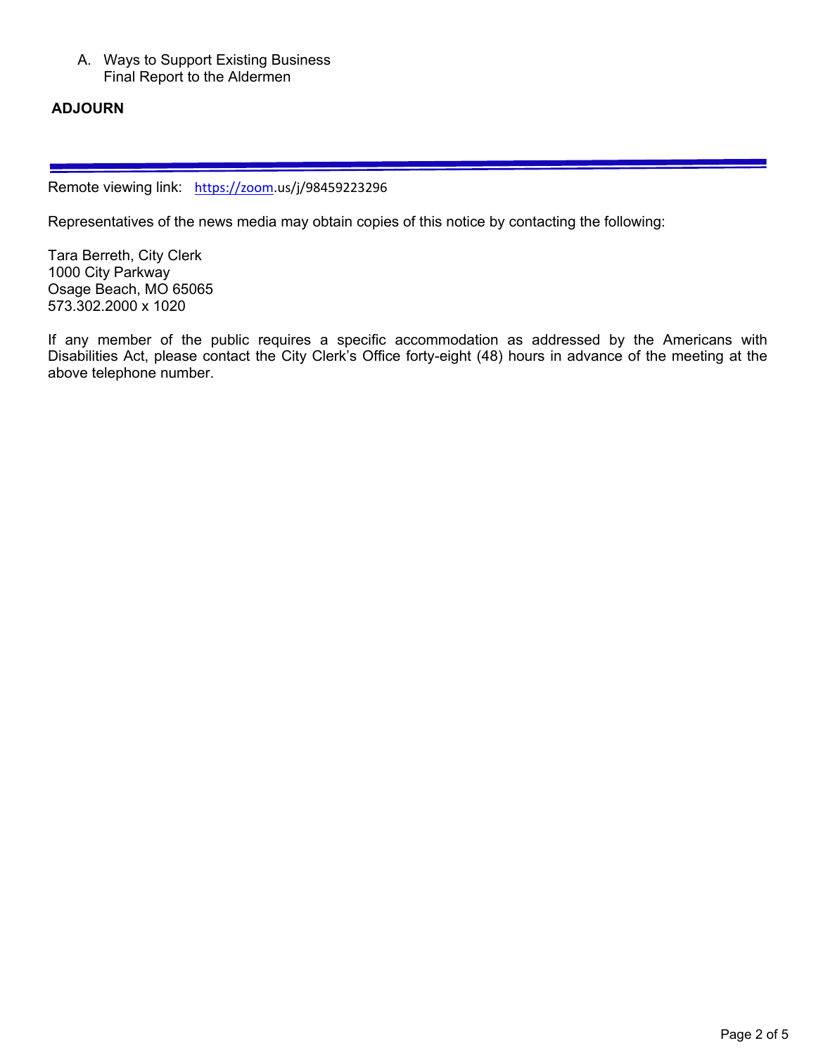A. Ways to Support Existing Business
   Final Report to the Aldermen

**ADJOURN**

---

Remote viewing link: [https://zoom.us/j/98459223296](https://zoom.us/j/98459223296)

Representatives of the news media may obtain copies of this notice by contacting the following:

Tara Berreth, City Clerk
1000 City Parkway
Osage Beach, MO 65065
573.302.2000 x 1020

If any member of the public requires a specific accommodation as addressed by the Americans with Disabilities Act, please contact the City Clerk's Office forty-eight (48) hours in advance of the meeting at the above telephone number.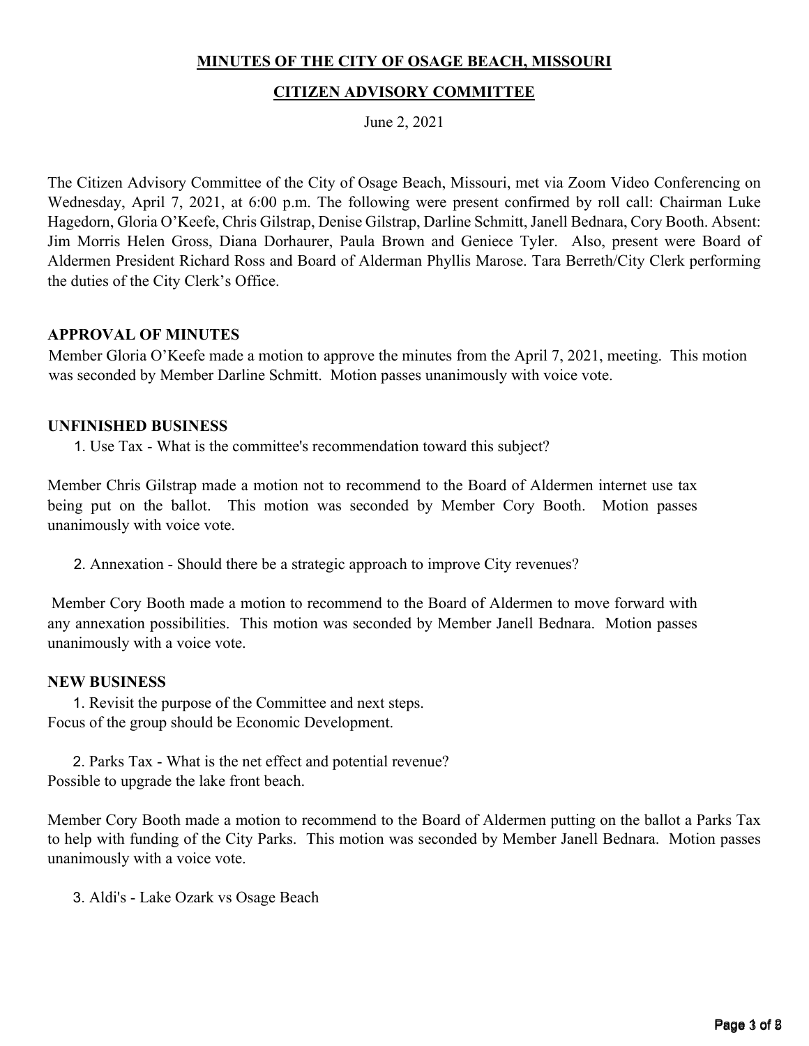**MINUTES OF THE CITY OF OSAGE BEACH, MISSOURI**

**CITIZEN ADVISORY COMMITTEE**

June 2, 2021

The Citizen Advisory Committee of the City of Osage Beach, Missouri, met via Zoom Video Conferencing on Wednesday, April 7, 2021, at 6:00 p.m. The following were present confirmed by roll call: Chairman Luke Hagedorn, Gloria O'Keefe, Chris Gilstrap, Denise Gilstrap, Darline Schmitt, Janell Bednara, Cory Booth. Absent: Jim Morris Helen Gross, Diana Dorhaurer, Paula Brown and Geniece Tyler. Also, present were Board of Aldermen President Richard Ross and Board of Alderman Phyllis Marose. Tara Berreth/City Clerk performing the duties of the City Clerk's Office.

**APPROVAL OF MINUTES**

Member Gloria O'Keefe made a motion to approve the minutes from the April 7, 2021, meeting. This motion was seconded by Member Darline Schmitt. Motion passes unanimously with voice vote.

**UNFINISHED BUSINESS**

1. Use Tax - What is the committee's recommendation toward this subject?

Member Chris Gilstrap made a motion not to recommend to the Board of Aldermen internet use tax being put on the ballot. This motion was seconded by Member Cory Booth. Motion passes unanimously with voice vote.

2. Annexation - Should there be a strategic approach to improve City revenues?

Member Cory Booth made a motion to recommend to the Board of Aldermen to move forward with any annexation possibilities. This motion was seconded by Member Janell Bednara. Motion passes unanimously with a voice vote.

**NEW BUSINESS**

1. Revisit the purpose of the Committee and next steps.

Focus of the group should be Economic Development.

2. Parks Tax - What is the net effect and potential revenue?

Possible to upgrade the lake front beach.

Member Cory Booth made a motion to recommend to the Board of Aldermen putting on the ballot a Parks Tax to help with funding of the City Parks. This motion was seconded by Member Janell Bednara. Motion passes unanimously with a voice vote.

3. Aldi's - Lake Ozark vs Osage Beach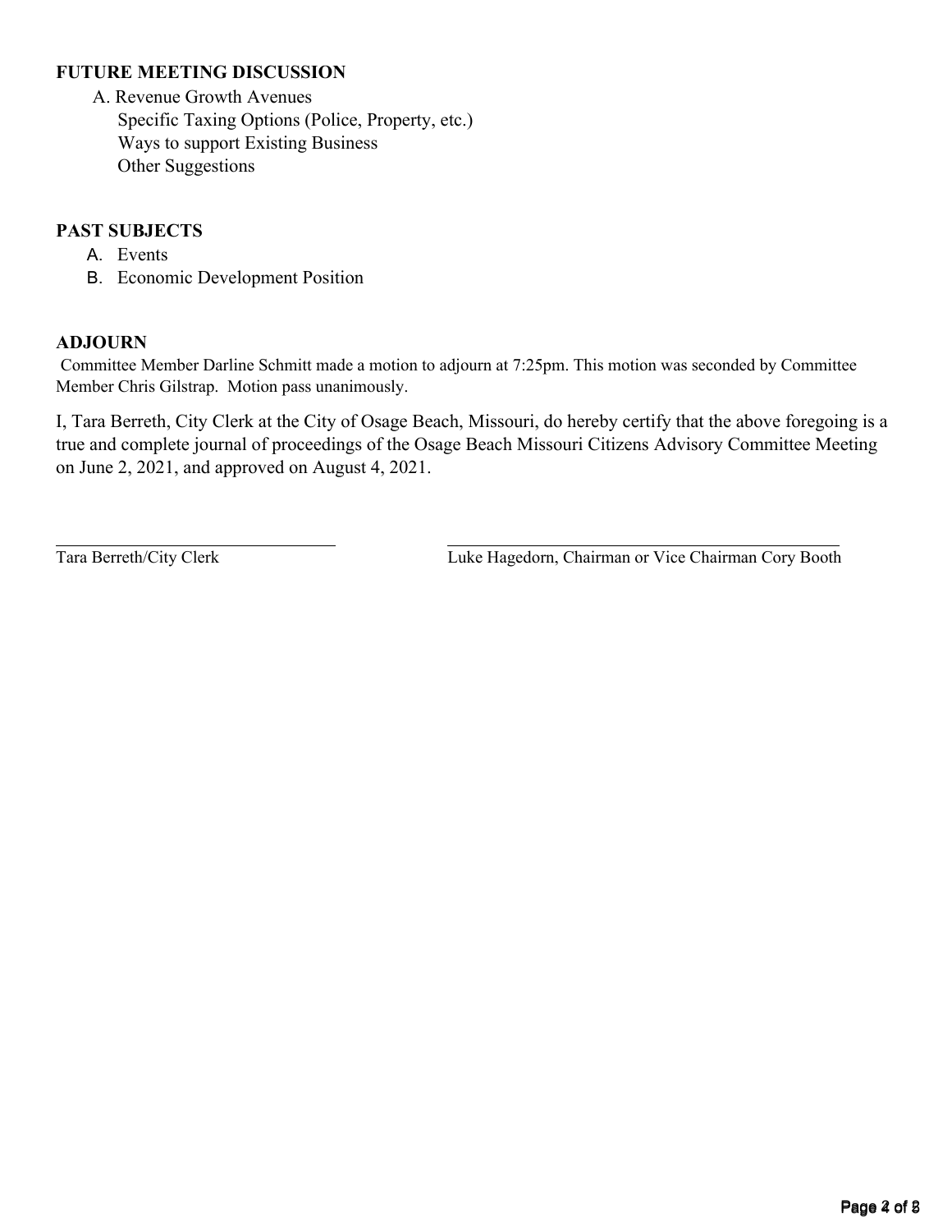### FUTURE MEETING DISCUSSION

A. Revenue Growth Avenues

Specific Taxing Options (Police, Property, etc.)

Ways to support Existing Business

Other Suggestions

### PAST SUBJECTS

A. Events
B. Economic Development Position

### ADJOURN

Committee Member Darline Schmitt made a motion to adjourn at 7:25pm. This motion was seconded by Committee Member Chris Gilstrap. Motion pass unanimously.

I, Tara Berreth, City Clerk at the City of Osage Beach, Missouri, do hereby certify that the above foregoing is a true and complete journal of proceedings of the Osage Beach Missouri Citizens Advisory Committee Meeting on June 2, 2021, and approved on August 4, 2021.

_______________________________

Tara Berreth/City Clerk

_______________________________

Luke Hagedorn, Chairman or Vice Chairman Cory Booth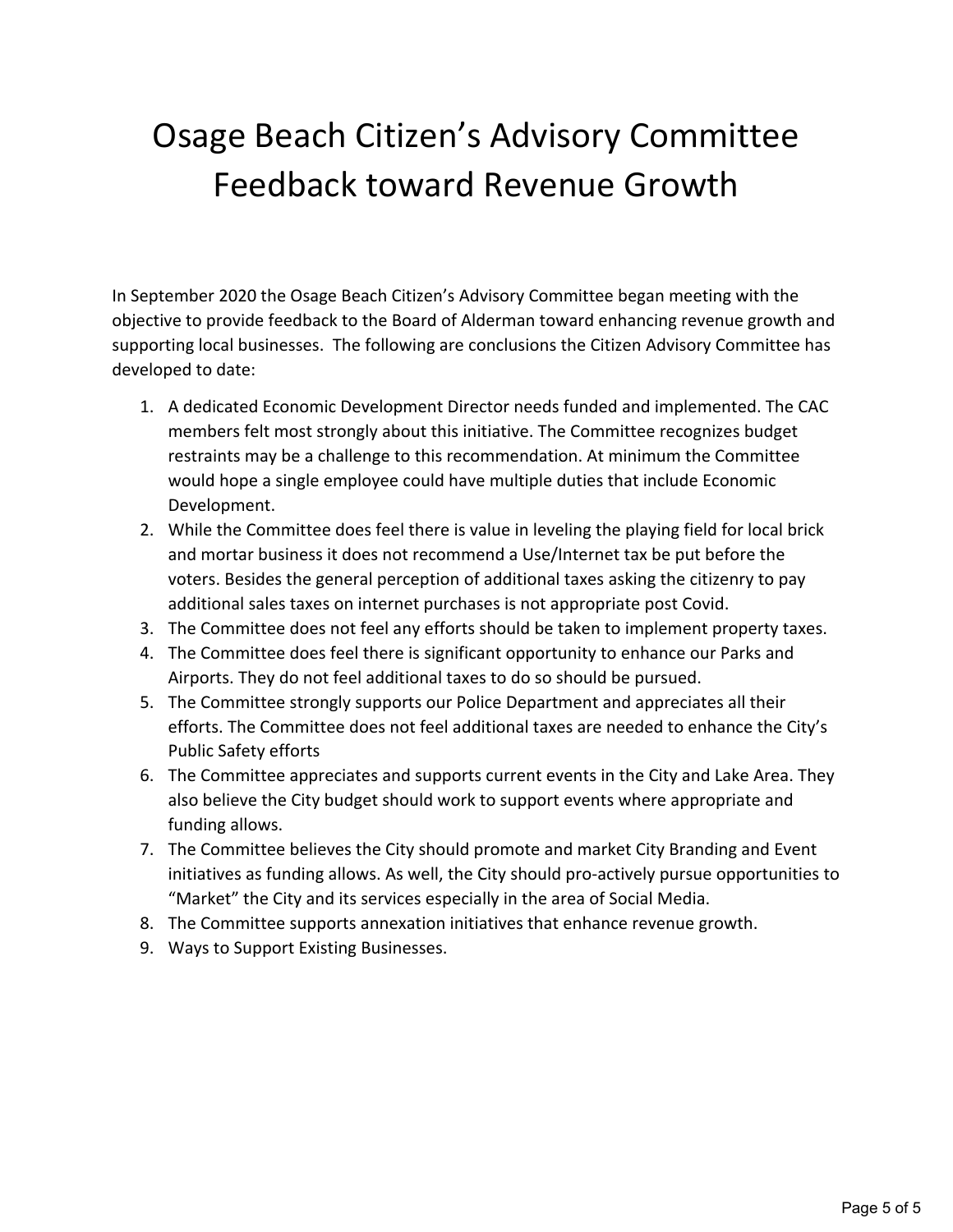# Osage Beach Citizen's Advisory Committee Feedback toward Revenue Growth

In September 2020 the Osage Beach Citizen's Advisory Committee began meeting with the objective to provide feedback to the Board of Alderman toward enhancing revenue growth and supporting local businesses. The following are conclusions the Citizen Advisory Committee has developed to date:

1. A dedicated Economic Development Director needs funded and implemented. The CAC members felt most strongly about this initiative. The Committee recognizes budget restraints may be a challenge to this recommendation. At minimum the Committee would hope a single employee could have multiple duties that include Economic Development.
2. While the Committee does feel there is value in leveling the playing field for local brick and mortar business it does not recommend a Use/Internet tax be put before the voters. Besides the general perception of additional taxes asking the citizenry to pay additional sales taxes on internet purchases is not appropriate post Covid.
3. The Committee does not feel any efforts should be taken to implement property taxes.
4. The Committee does feel there is significant opportunity to enhance our Parks and Airports. They do not feel additional taxes to do so should be pursued.
5. The Committee strongly supports our Police Department and appreciates all their efforts. The Committee does not feel additional taxes are needed to enhance the City's Public Safety efforts
6. The Committee appreciates and supports current events in the City and Lake Area. They also believe the City budget should work to support events where appropriate and funding allows.
7. The Committee believes the City should promote and market City Branding and Event initiatives as funding allows. As well, the City should pro-actively pursue opportunities to "Market" the City and its services especially in the area of Social Media.
8. The Committee supports annexation initiatives that enhance revenue growth.
9. Ways to Support Existing Businesses.